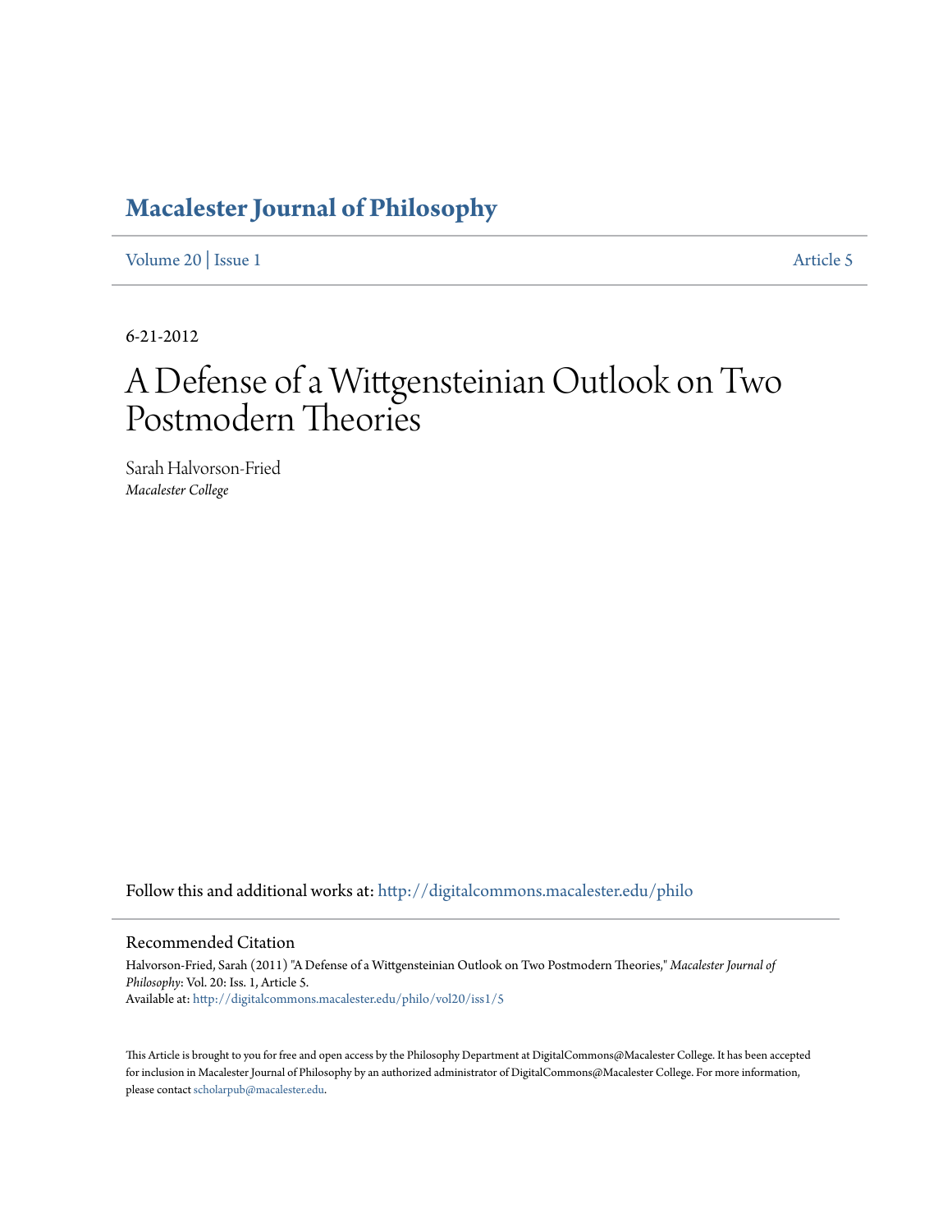# Macalester Journal of Philosophy

Volume 20 | Issue 1 Article 5

6-21-2012

# A Defense of a Wittgensteinian Outlook on Two Postmodern Theories

Sarah Halvorson-Fried
*Macalester College*

Follow this and additional works at: http://digitalcommons.macalester.edu/philo

## Recommended Citation

Halvorson-Fried, Sarah (2011) "A Defense of a Wittgensteinian Outlook on Two Postmodern Theories," *Macalester Journal of Philosophy*: Vol. 20: Iss. 1, Article 5.
Available at: http://digitalcommons.macalester.edu/philo/vol20/iss1/5

This Article is brought to you for free and open access by the Philosophy Department at DigitalCommons@Macalester College. It has been accepted for inclusion in Macalester Journal of Philosophy by an authorized administrator of DigitalCommons@Macalester College. For more information, please contact scholarpub@macalester.edu.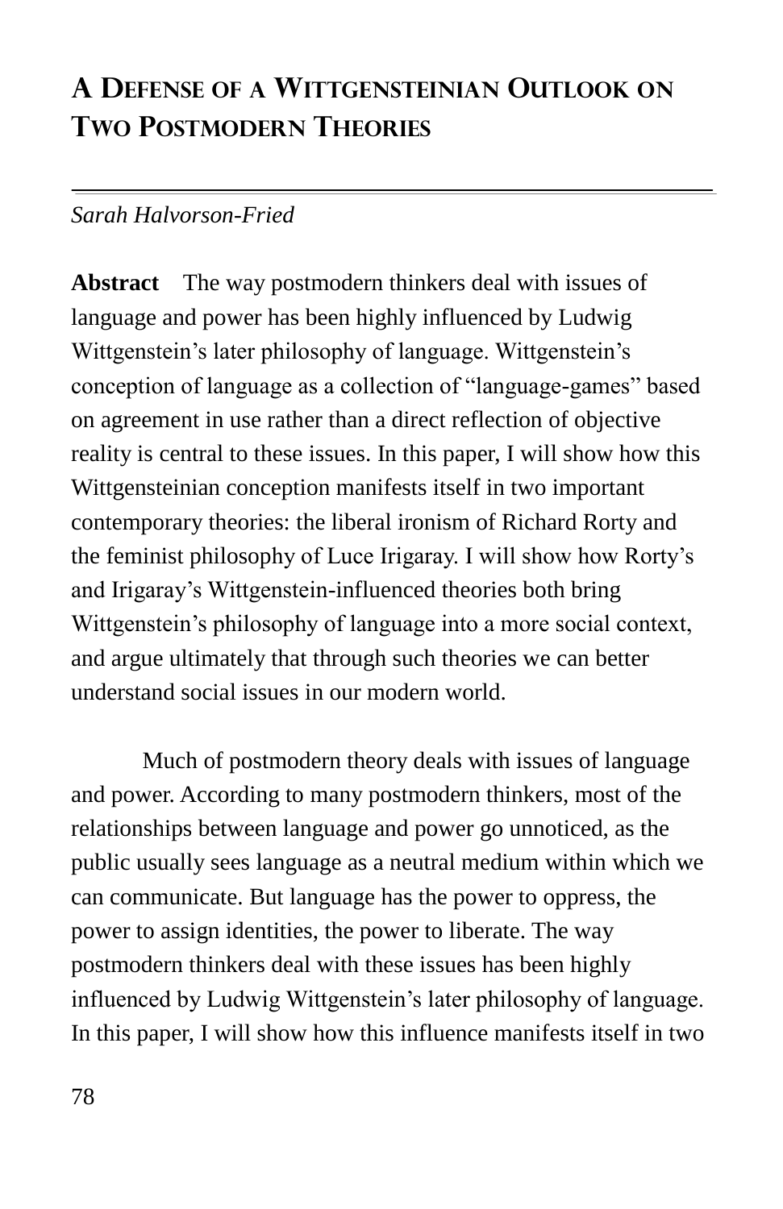# A Defense of a Wittgensteinian Outlook on Two Postmodern Theories

*Sarah Halvorson-Fried*

**Abstract** The way postmodern thinkers deal with issues of language and power has been highly influenced by Ludwig Wittgenstein's later philosophy of language. Wittgenstein's conception of language as a collection of "language-games" based on agreement in use rather than a direct reflection of objective reality is central to these issues. In this paper, I will show how this Wittgensteinian conception manifests itself in two important contemporary theories: the liberal ironism of Richard Rorty and the feminist philosophy of Luce Irigaray. I will show how Rorty's and Irigaray's Wittgenstein-influenced theories both bring Wittgenstein's philosophy of language into a more social context, and argue ultimately that through such theories we can better understand social issues in our modern world.

Much of postmodern theory deals with issues of language and power. According to many postmodern thinkers, most of the relationships between language and power go unnoticed, as the public usually sees language as a neutral medium within which we can communicate. But language has the power to oppress, the power to assign identities, the power to liberate. The way postmodern thinkers deal with these issues has been highly influenced by Ludwig Wittgenstein's later philosophy of language. In this paper, I will show how this influence manifests itself in two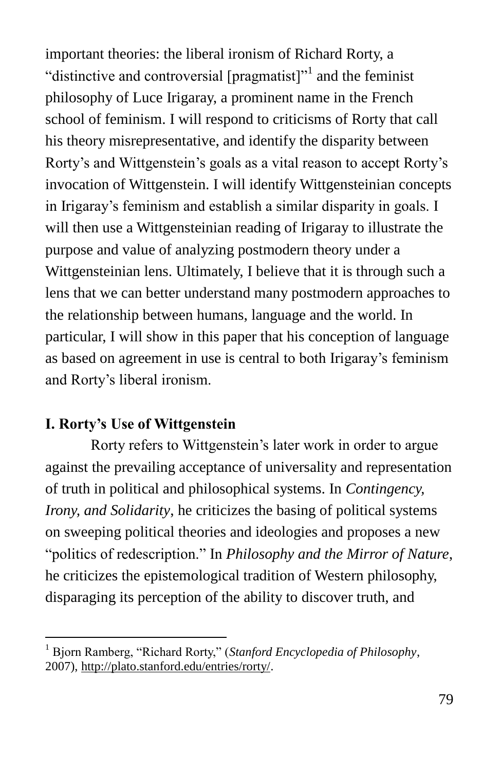important theories: the liberal ironism of Richard Rorty, a "distinctive and controversial [pragmatist]"[1] and the feminist philosophy of Luce Irigaray, a prominent name in the French school of feminism. I will respond to criticisms of Rorty that call his theory misrepresentative, and identify the disparity between Rorty's and Wittgenstein's goals as a vital reason to accept Rorty's invocation of Wittgenstein. I will identify Wittgensteinian concepts in Irigaray's feminism and establish a similar disparity in goals. I will then use a Wittgensteinian reading of Irigaray to illustrate the purpose and value of analyzing postmodern theory under a Wittgensteinian lens. Ultimately, I believe that it is through such a lens that we can better understand many postmodern approaches to the relationship between humans, language and the world. In particular, I will show in this paper that his conception of language as based on agreement in use is central to both Irigaray's feminism and Rorty's liberal ironism.

## I. Rorty's Use of Wittgenstein

Rorty refers to Wittgenstein's later work in order to argue against the prevailing acceptance of universality and representation of truth in political and philosophical systems. In *Contingency, Irony, and Solidarity,* he criticizes the basing of political systems on sweeping political theories and ideologies and proposes a new "politics of redescription." In *Philosophy and the Mirror of Nature,* he criticizes the epistemological tradition of Western philosophy, disparaging its perception of the ability to discover truth, and

---

[1] Bjorn Ramberg, "Richard Rorty," (*Stanford Encyclopedia of Philosophy*, 2007), http://plato.stanford.edu/entries/rorty/.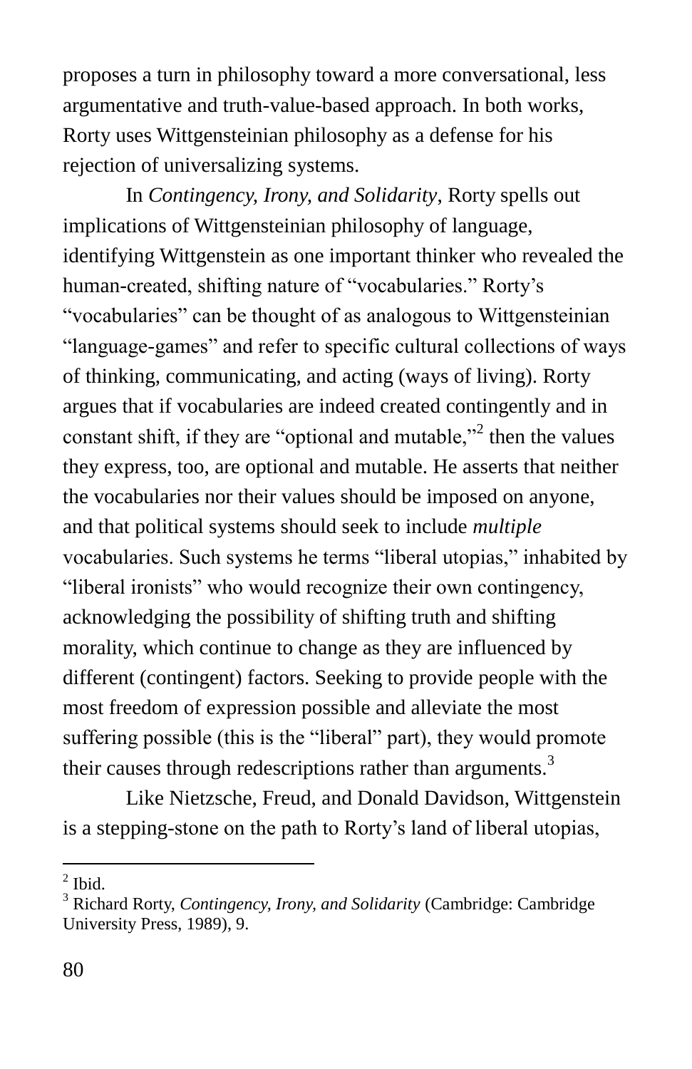proposes a turn in philosophy toward a more conversational, less argumentative and truth-value-based approach. In both works, Rorty uses Wittgensteinian philosophy as a defense for his rejection of universalizing systems.

In *Contingency, Irony, and Solidarity*, Rorty spells out implications of Wittgensteinian philosophy of language, identifying Wittgenstein as one important thinker who revealed the human-created, shifting nature of "vocabularies." Rorty's "vocabularies" can be thought of as analogous to Wittgensteinian "language-games" and refer to specific cultural collections of ways of thinking, communicating, and acting (ways of living). Rorty argues that if vocabularies are indeed created contingently and in constant shift, if they are "optional and mutable,"[2] then the values they express, too, are optional and mutable. He asserts that neither the vocabularies nor their values should be imposed on anyone, and that political systems should seek to include *multiple* vocabularies. Such systems he terms "liberal utopias," inhabited by "liberal ironists" who would recognize their own contingency, acknowledging the possibility of shifting truth and shifting morality, which continue to change as they are influenced by different (contingent) factors. Seeking to provide people with the most freedom of expression possible and alleviate the most suffering possible (this is the "liberal" part), they would promote their causes through redescriptions rather than arguments.[3]

Like Nietzsche, Freud, and Donald Davidson, Wittgenstein is a stepping-stone on the path to Rorty's land of liberal utopias,

---

[2] Ibid.

[3] Richard Rorty, *Contingency, Irony, and Solidarity* (Cambridge: Cambridge University Press, 1989), 9.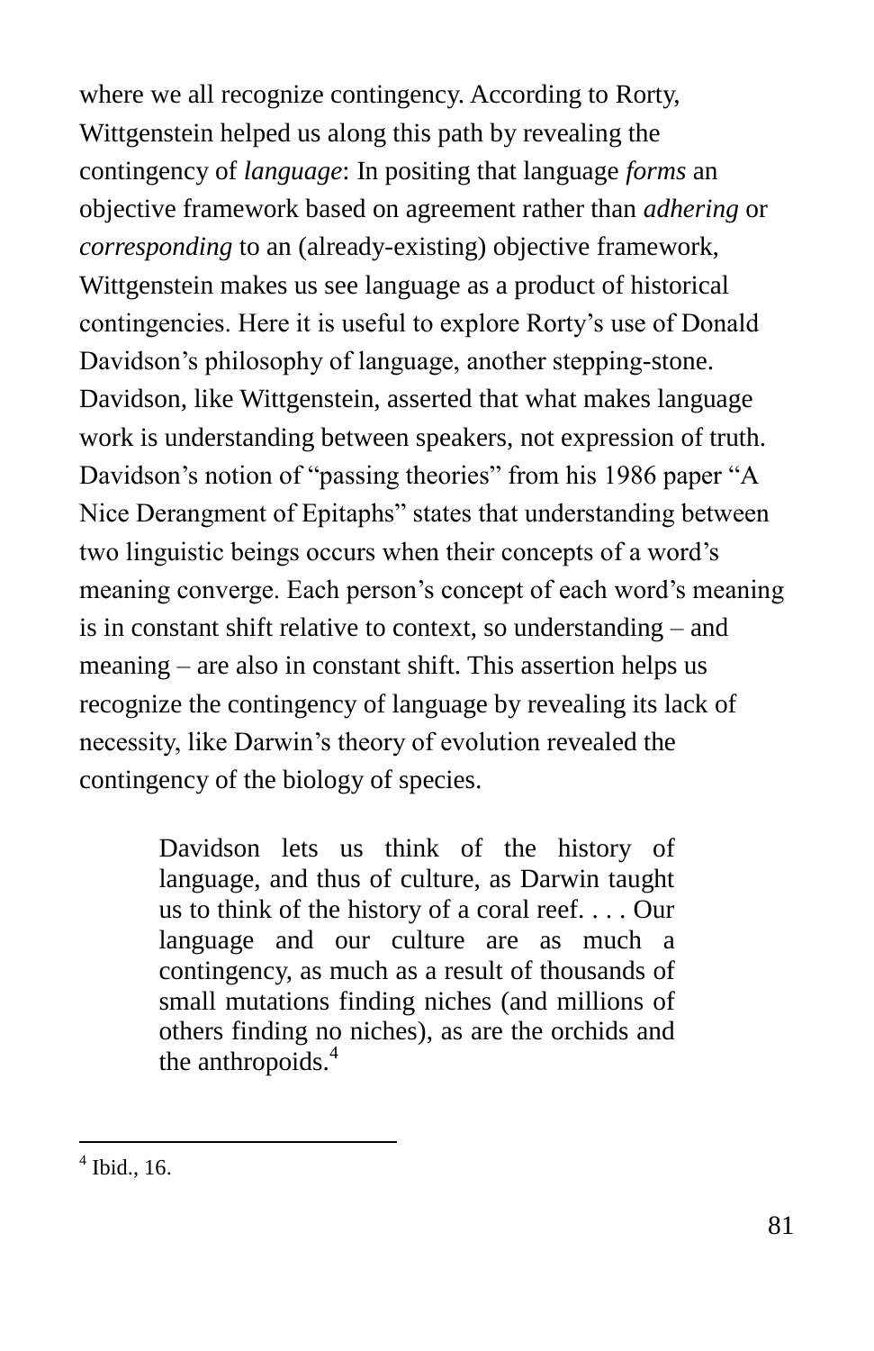where we all recognize contingency. According to Rorty, Wittgenstein helped us along this path by revealing the contingency of *language*: In positing that language *forms* an objective framework based on agreement rather than *adhering* or *corresponding* to an (already-existing) objective framework, Wittgenstein makes us see language as a product of historical contingencies. Here it is useful to explore Rorty's use of Donald Davidson's philosophy of language, another stepping-stone. Davidson, like Wittgenstein, asserted that what makes language work is understanding between speakers, not expression of truth. Davidson's notion of "passing theories" from his 1986 paper "A Nice Derangment of Epitaphs" states that understanding between two linguistic beings occurs when their concepts of a word's meaning converge. Each person's concept of each word's meaning is in constant shift relative to context, so understanding – and meaning – are also in constant shift. This assertion helps us recognize the contingency of language by revealing its lack of necessity, like Darwin's theory of evolution revealed the contingency of the biology of species.

> Davidson lets us think of the history of language, and thus of culture, as Darwin taught us to think of the history of a coral reef. . . . Our language and our culture are as much a contingency, as much as a result of thousands of small mutations finding niches (and millions of others finding no niches), as are the orchids and the anthropoids.[4]

---

[4] Ibid., 16.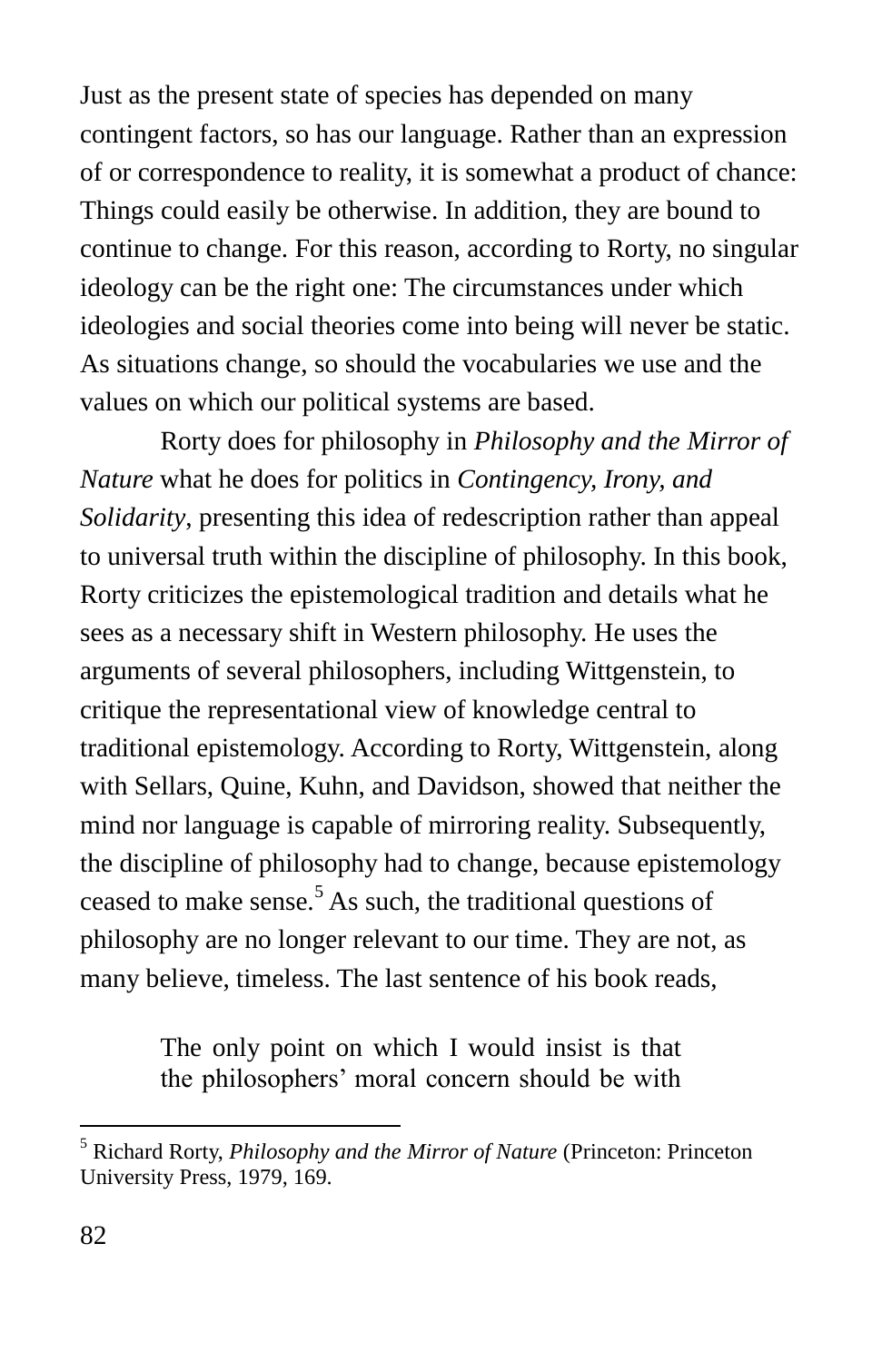Just as the present state of species has depended on many contingent factors, so has our language. Rather than an expression of or correspondence to reality, it is somewhat a product of chance: Things could easily be otherwise. In addition, they are bound to continue to change. For this reason, according to Rorty, no singular ideology can be the right one: The circumstances under which ideologies and social theories come into being will never be static. As situations change, so should the vocabularies we use and the values on which our political systems are based.

Rorty does for philosophy in *Philosophy and the Mirror of Nature* what he does for politics in *Contingency, Irony, and Solidarity*, presenting this idea of redescription rather than appeal to universal truth within the discipline of philosophy. In this book, Rorty criticizes the epistemological tradition and details what he sees as a necessary shift in Western philosophy. He uses the arguments of several philosophers, including Wittgenstein, to critique the representational view of knowledge central to traditional epistemology. According to Rorty, Wittgenstein, along with Sellars, Quine, Kuhn, and Davidson, showed that neither the mind nor language is capable of mirroring reality. Subsequently, the discipline of philosophy had to change, because epistemology ceased to make sense.[5] As such, the traditional questions of philosophy are no longer relevant to our time. They are not, as many believe, timeless. The last sentence of his book reads,

> The only point on which I would insist is that the philosophers' moral concern should be with

---

[5] Richard Rorty, *Philosophy and the Mirror of Nature* (Princeton: Princeton University Press, 1979, 169.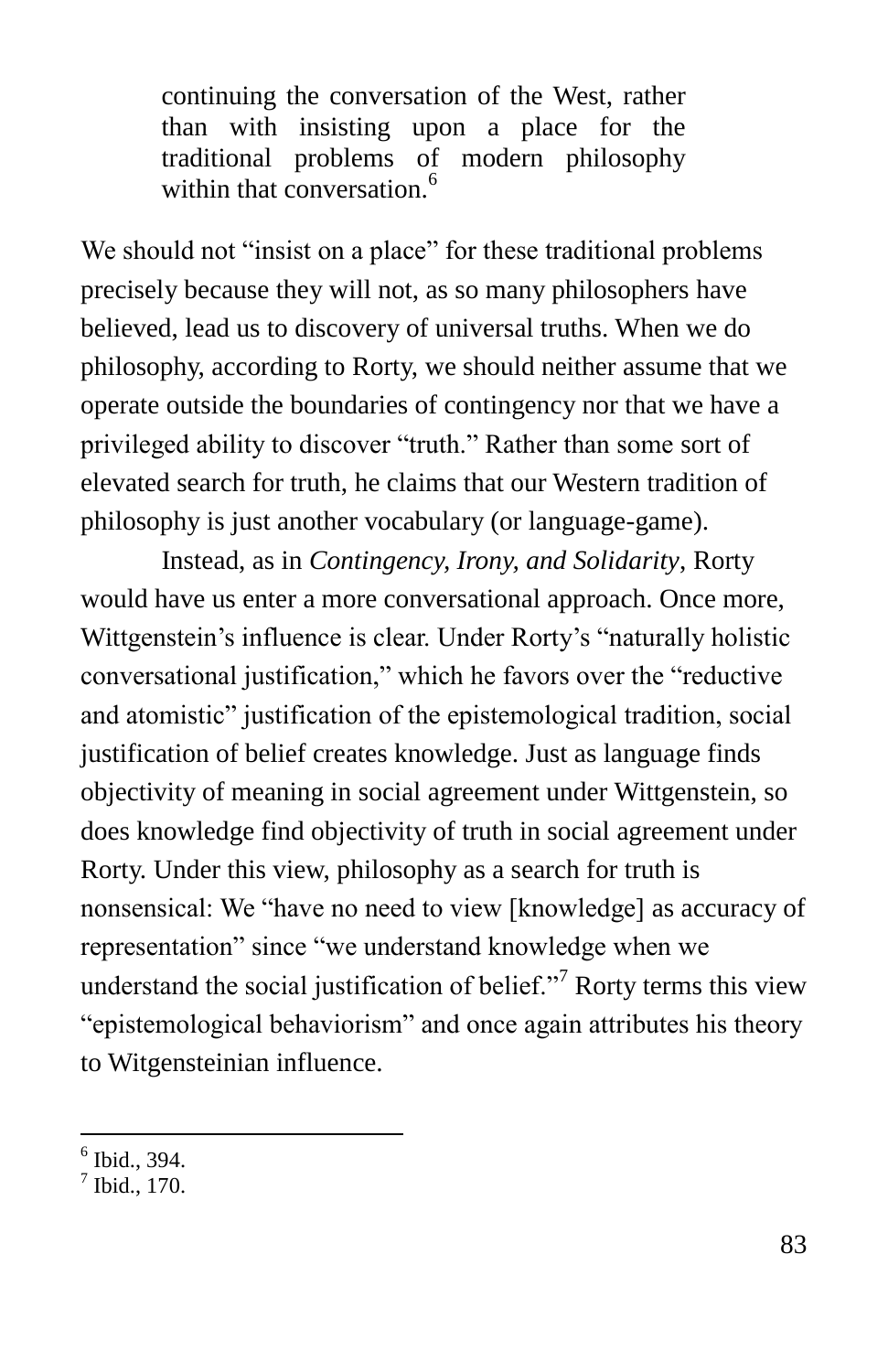> continuing the conversation of the West, rather than with insisting upon a place for the traditional problems of modern philosophy within that conversation.[6]

We should not "insist on a place" for these traditional problems precisely because they will not, as so many philosophers have believed, lead us to discovery of universal truths. When we do philosophy, according to Rorty, we should neither assume that we operate outside the boundaries of contingency nor that we have a privileged ability to discover "truth." Rather than some sort of elevated search for truth, he claims that our Western tradition of philosophy is just another vocabulary (or language-game).

Instead, as in *Contingency, Irony, and Solidarity*, Rorty would have us enter a more conversational approach. Once more, Wittgenstein's influence is clear. Under Rorty's "naturally holistic conversational justification," which he favors over the "reductive and atomistic" justification of the epistemological tradition, social justification of belief creates knowledge. Just as language finds objectivity of meaning in social agreement under Wittgenstein, so does knowledge find objectivity of truth in social agreement under Rorty. Under this view, philosophy as a search for truth is nonsensical: We "have no need to view [knowledge] as accuracy of representation" since "we understand knowledge when we understand the social justification of belief."[7] Rorty terms this view "epistemological behaviorism" and once again attributes his theory to Witgensteinian influence.

---

[6] Ibid., 394.
[7] Ibid., 170.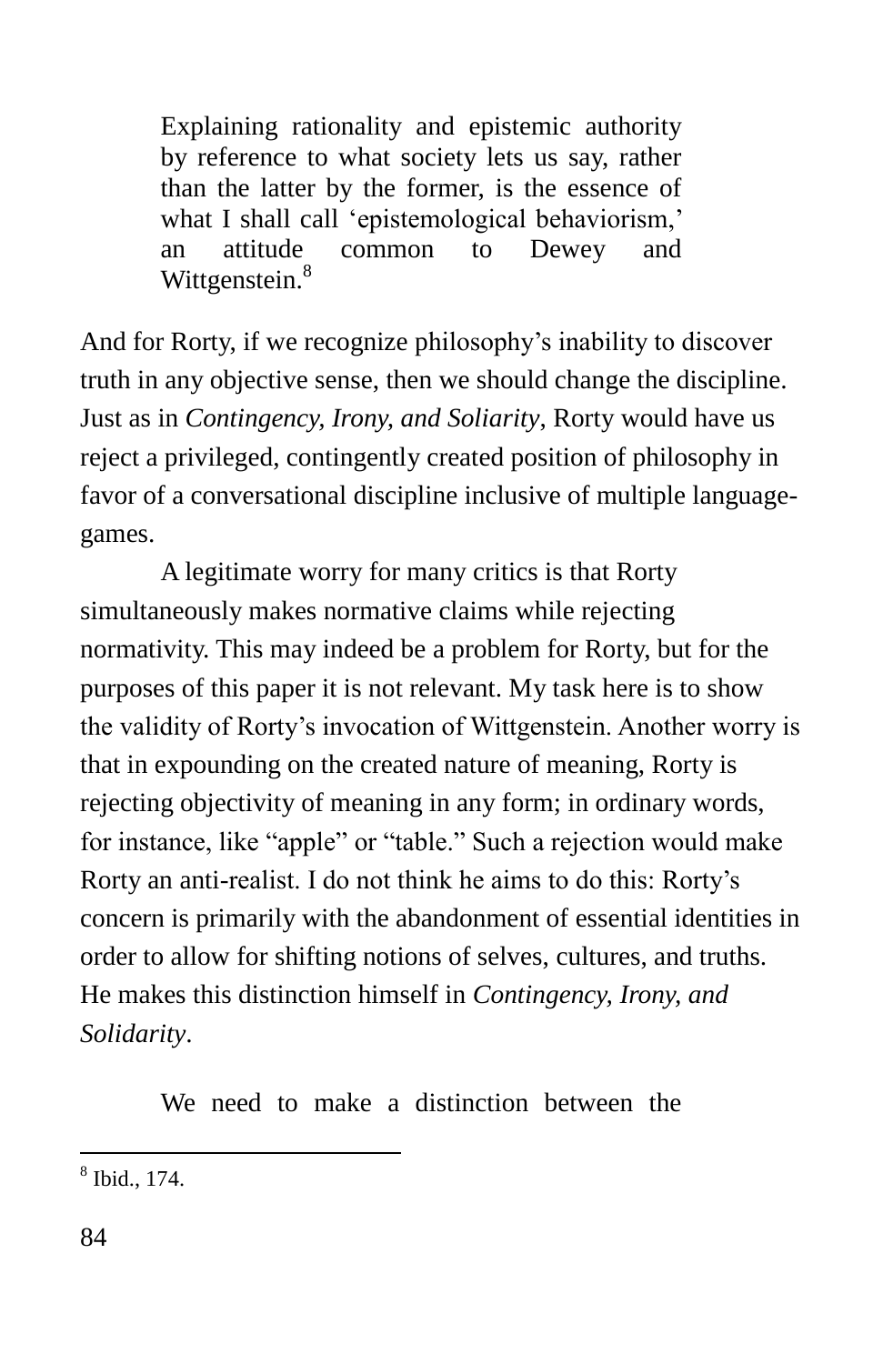> Explaining rationality and epistemic authority by reference to what society lets us say, rather than the latter by the former, is the essence of what I shall call 'epistemological behaviorism,' an attitude common to Dewey and Wittgenstein.[8]

And for Rorty, if we recognize philosophy's inability to discover truth in any objective sense, then we should change the discipline. Just as in *Contingency, Irony, and Soliarity*, Rorty would have us reject a privileged, contingently created position of philosophy in favor of a conversational discipline inclusive of multiple language-games.

A legitimate worry for many critics is that Rorty simultaneously makes normative claims while rejecting normativity. This may indeed be a problem for Rorty, but for the purposes of this paper it is not relevant. My task here is to show the validity of Rorty's invocation of Wittgenstein. Another worry is that in expounding on the created nature of meaning, Rorty is rejecting objectivity of meaning in any form; in ordinary words, for instance, like "apple" or "table." Such a rejection would make Rorty an anti-realist. I do not think he aims to do this: Rorty's concern is primarily with the abandonment of essential identities in order to allow for shifting notions of selves, cultures, and truths. He makes this distinction himself in *Contingency, Irony, and Solidarity*.

> We need to make a distinction between the

---

[8] Ibid., 174.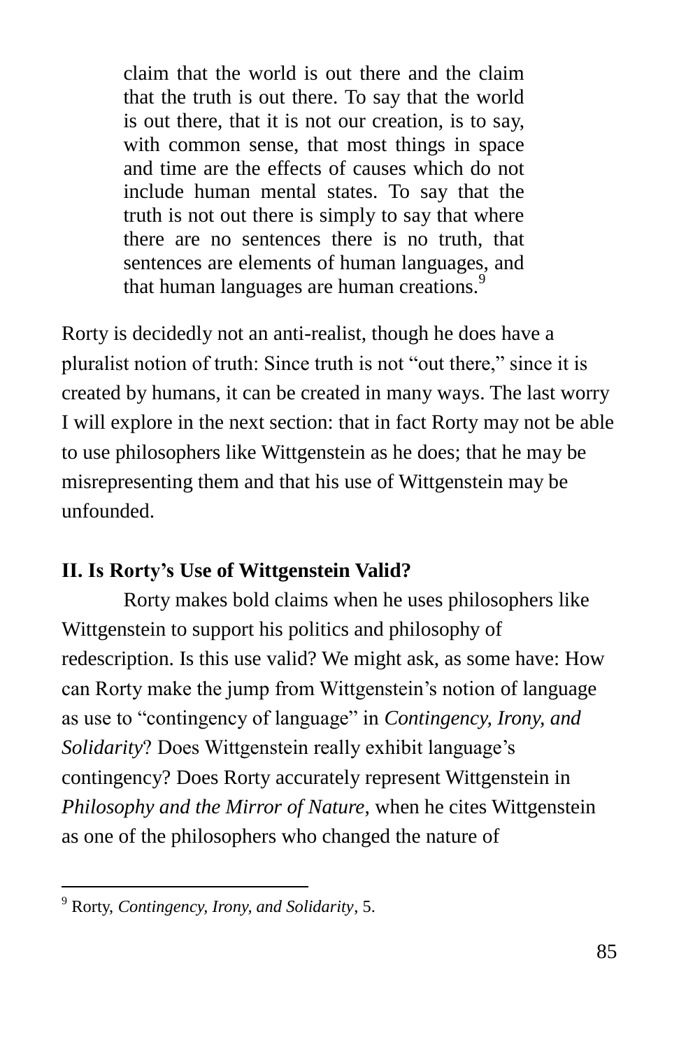> claim that the world is out there and the claim that the truth is out there. To say that the world is out there, that it is not our creation, is to say, with common sense, that most things in space and time are the effects of causes which do not include human mental states. To say that the truth is not out there is simply to say that where there are no sentences there is no truth, that sentences are elements of human languages, and that human languages are human creations.[9]

Rorty is decidedly not an anti-realist, though he does have a pluralist notion of truth: Since truth is not "out there," since it is created by humans, it can be created in many ways. The last worry I will explore in the next section: that in fact Rorty may not be able to use philosophers like Wittgenstein as he does; that he may be misrepresenting them and that his use of Wittgenstein may be unfounded.

## II. Is Rorty's Use of Wittgenstein Valid?

Rorty makes bold claims when he uses philosophers like Wittgenstein to support his politics and philosophy of redescription. Is this use valid? We might ask, as some have: How can Rorty make the jump from Wittgenstein's notion of language as use to "contingency of language" in *Contingency, Irony, and Solidarity*? Does Wittgenstein really exhibit language's contingency? Does Rorty accurately represent Wittgenstein in *Philosophy and the Mirror of Nature*, when he cites Wittgenstein as one of the philosophers who changed the nature of

---

[9] Rorty, *Contingency, Irony, and Solidarity*, 5.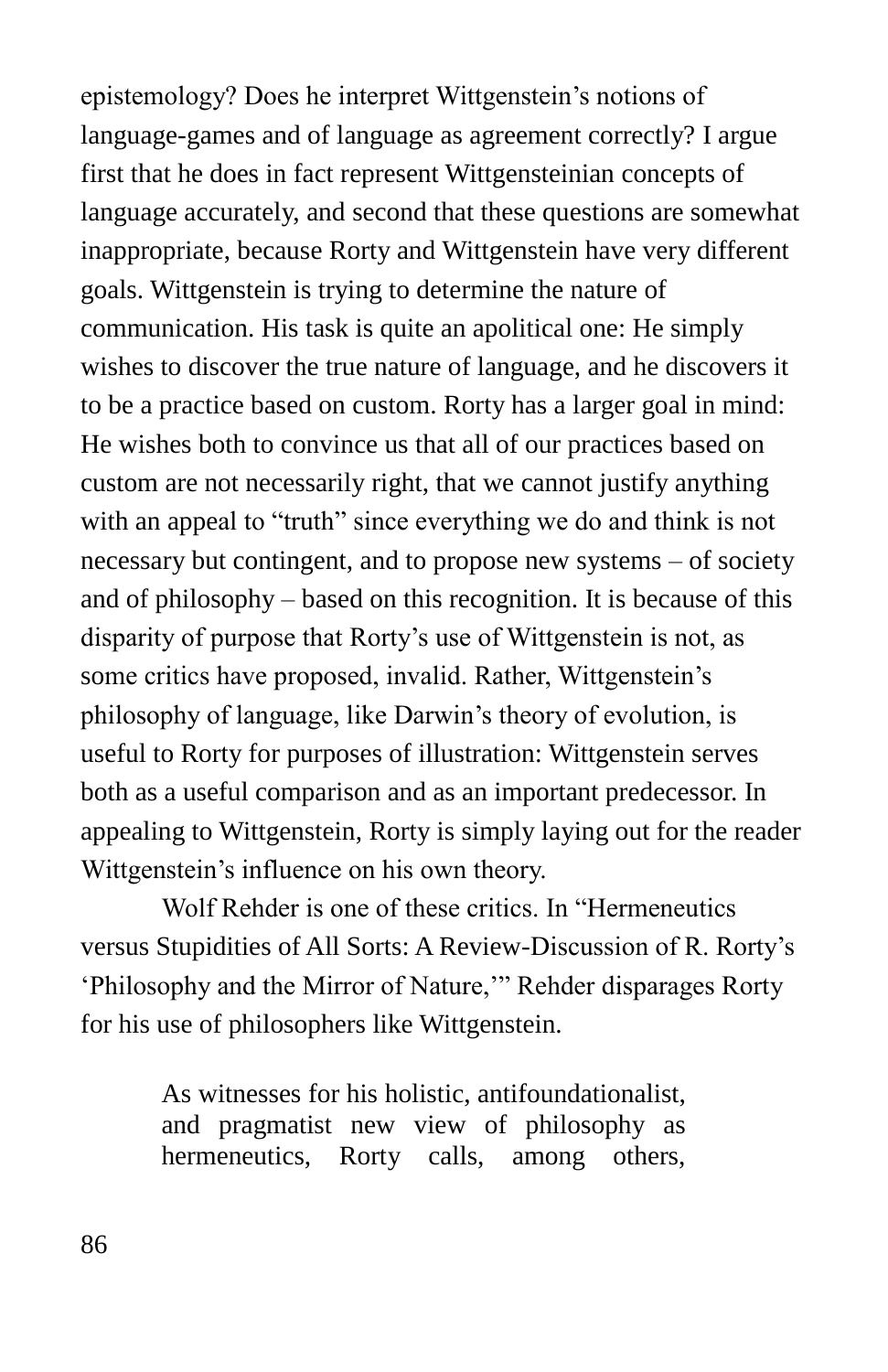epistemology? Does he interpret Wittgenstein's notions of language-games and of language as agreement correctly? I argue first that he does in fact represent Wittgensteinian concepts of language accurately, and second that these questions are somewhat inappropriate, because Rorty and Wittgenstein have very different goals. Wittgenstein is trying to determine the nature of communication. His task is quite an apolitical one: He simply wishes to discover the true nature of language, and he discovers it to be a practice based on custom. Rorty has a larger goal in mind: He wishes both to convince us that all of our practices based on custom are not necessarily right, that we cannot justify anything with an appeal to "truth" since everything we do and think is not necessary but contingent, and to propose new systems – of society and of philosophy – based on this recognition. It is because of this disparity of purpose that Rorty's use of Wittgenstein is not, as some critics have proposed, invalid. Rather, Wittgenstein's philosophy of language, like Darwin's theory of evolution, is useful to Rorty for purposes of illustration: Wittgenstein serves both as a useful comparison and as an important predecessor. In appealing to Wittgenstein, Rorty is simply laying out for the reader Wittgenstein's influence on his own theory.

Wolf Rehder is one of these critics. In "Hermeneutics versus Stupidities of All Sorts: A Review-Discussion of R. Rorty's 'Philosophy and the Mirror of Nature,'" Rehder disparages Rorty for his use of philosophers like Wittgenstein.

> As witnesses for his holistic, antifoundationalist, and pragmatist new view of philosophy as hermeneutics, Rorty calls, among others,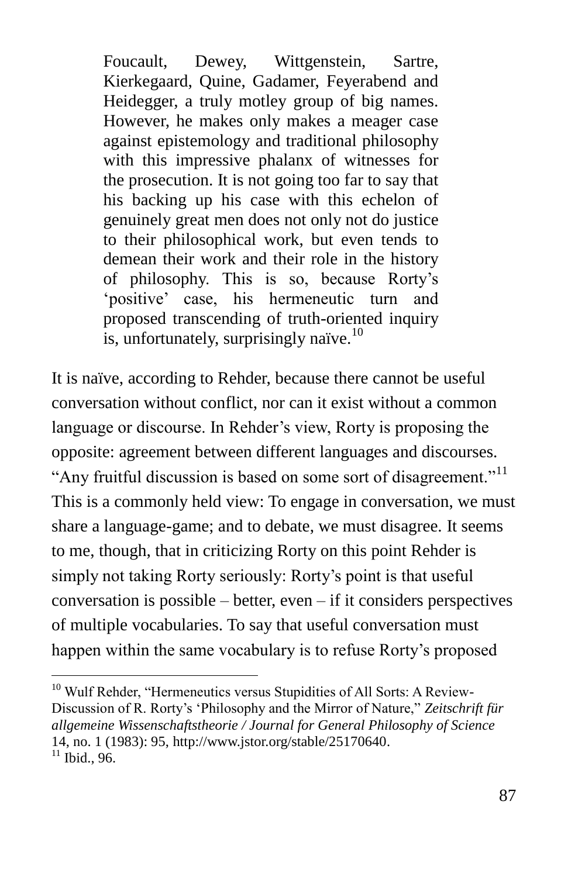> Foucault, Dewey, Wittgenstein, Sartre, Kierkegaard, Quine, Gadamer, Feyerabend and Heidegger, a truly motley group of big names. However, he makes only makes a meager case against epistemology and traditional philosophy with this impressive phalanx of witnesses for the prosecution. It is not going too far to say that his backing up his case with this echelon of genuinely great men does not only not do justice to their philosophical work, but even tends to demean their work and their role in the history of philosophy. This is so, because Rorty's 'positive' case, his hermeneutic turn and proposed transcending of truth-oriented inquiry is, unfortunately, surprisingly naïve.[10]

It is naïve, according to Rehder, because there cannot be useful conversation without conflict, nor can it exist without a common language or discourse. In Rehder's view, Rorty is proposing the opposite: agreement between different languages and discourses. "Any fruitful discussion is based on some sort of disagreement."[11] This is a commonly held view: To engage in conversation, we must share a language-game; and to debate, we must disagree. It seems to me, though, that in criticizing Rorty on this point Rehder is simply not taking Rorty seriously: Rorty's point is that useful conversation is possible – better, even – if it considers perspectives of multiple vocabularies. To say that useful conversation must happen within the same vocabulary is to refuse Rorty's proposed

---

[10] Wulf Rehder, "Hermeneutics versus Stupidities of All Sorts: A Review-Discussion of R. Rorty's 'Philosophy and the Mirror of Nature," *Zeitschrift für allgemeine Wissenschaftstheorie / Journal for General Philosophy of Science* 14, no. 1 (1983): 95, http://www.jstor.org/stable/25170640.

[11] Ibid., 96.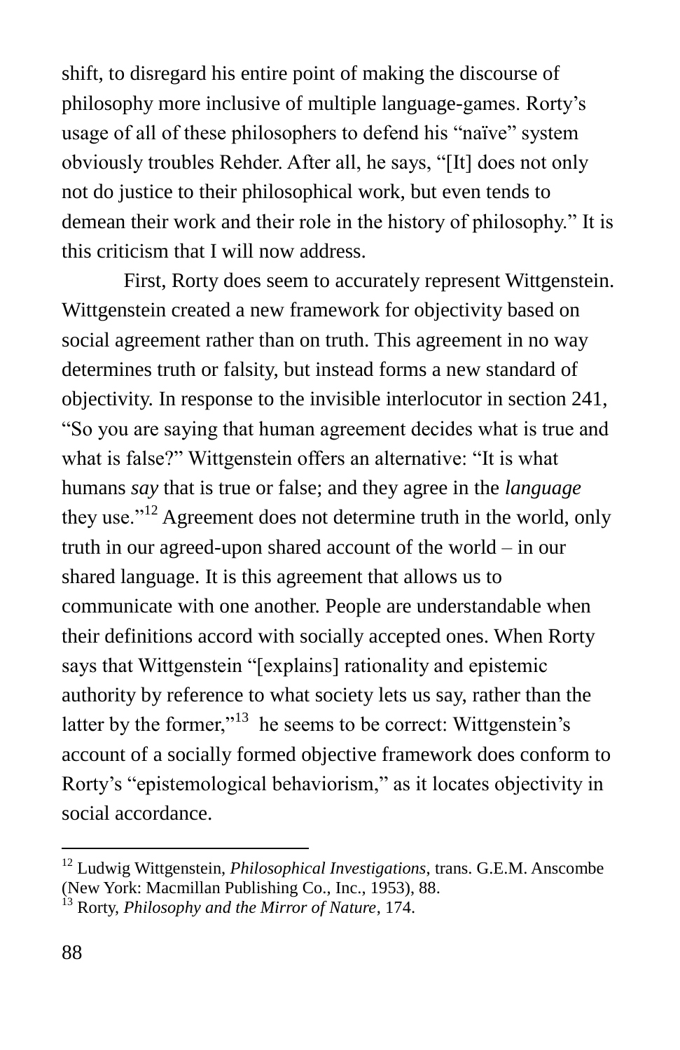shift, to disregard his entire point of making the discourse of philosophy more inclusive of multiple language-games. Rorty's usage of all of these philosophers to defend his "naïve" system obviously troubles Rehder. After all, he says, "[It] does not only not do justice to their philosophical work, but even tends to demean their work and their role in the history of philosophy." It is this criticism that I will now address.

First, Rorty does seem to accurately represent Wittgenstein. Wittgenstein created a new framework for objectivity based on social agreement rather than on truth. This agreement in no way determines truth or falsity, but instead forms a new standard of objectivity. In response to the invisible interlocutor in section 241, "So you are saying that human agreement decides what is true and what is false?" Wittgenstein offers an alternative: "It is what humans *say* that is true or false; and they agree in the *language* they use."[12] Agreement does not determine truth in the world, only truth in our agreed-upon shared account of the world – in our shared language. It is this agreement that allows us to communicate with one another. People are understandable when their definitions accord with socially accepted ones. When Rorty says that Wittgenstein "[explains] rationality and epistemic authority by reference to what society lets us say, rather than the latter by the former,"[13] he seems to be correct: Wittgenstein's account of a socially formed objective framework does conform to Rorty's "epistemological behaviorism," as it locates objectivity in social accordance.

---

[12] Ludwig Wittgenstein, *Philosophical Investigations*, trans. G.E.M. Anscombe (New York: Macmillan Publishing Co., Inc., 1953), 88.

[13] Rorty, *Philosophy and the Mirror of Nature*, 174.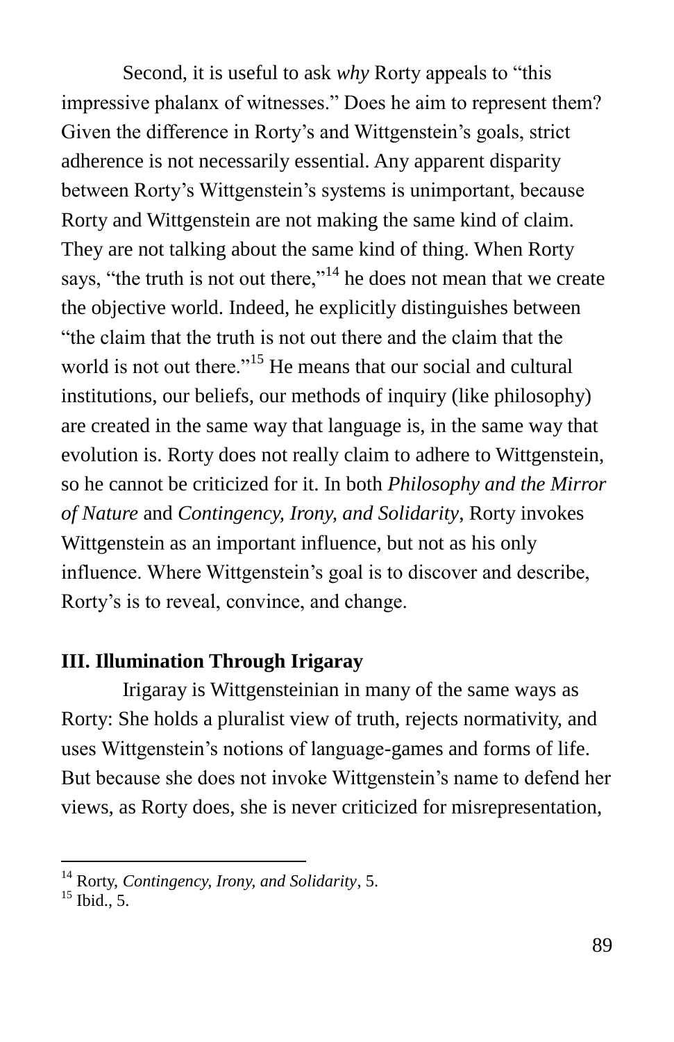Second, it is useful to ask *why* Rorty appeals to "this impressive phalanx of witnesses." Does he aim to represent them? Given the difference in Rorty's and Wittgenstein's goals, strict adherence is not necessarily essential. Any apparent disparity between Rorty's Wittgenstein's systems is unimportant, because Rorty and Wittgenstein are not making the same kind of claim. They are not talking about the same kind of thing. When Rorty says, "the truth is not out there,"[14] he does not mean that we create the objective world. Indeed, he explicitly distinguishes between "the claim that the truth is not out there and the claim that the world is not out there."[15] He means that our social and cultural institutions, our beliefs, our methods of inquiry (like philosophy) are created in the same way that language is, in the same way that evolution is. Rorty does not really claim to adhere to Wittgenstein, so he cannot be criticized for it. In both *Philosophy and the Mirror of Nature* and *Contingency, Irony, and Solidarity*, Rorty invokes Wittgenstein as an important influence, but not as his only influence. Where Wittgenstein's goal is to discover and describe, Rorty's is to reveal, convince, and change.

## III. Illumination Through Irigaray

Irigaray is Wittgensteinian in many of the same ways as Rorty: She holds a pluralist view of truth, rejects normativity, and uses Wittgenstein's notions of language-games and forms of life. But because she does not invoke Wittgenstein's name to defend her views, as Rorty does, she is never criticized for misrepresentation,

---

[14] Rorty, *Contingency, Irony, and Solidarity*, 5.

[15] Ibid., 5.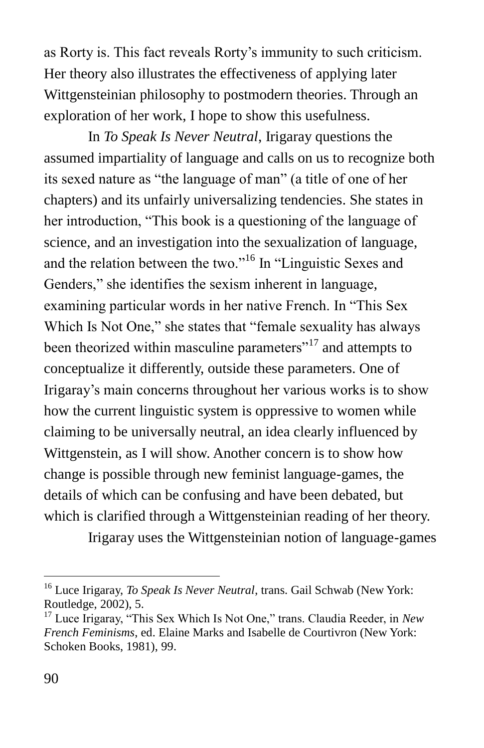as Rorty is. This fact reveals Rorty's immunity to such criticism. Her theory also illustrates the effectiveness of applying later Wittgensteinian philosophy to postmodern theories. Through an exploration of her work, I hope to show this usefulness.

In *To Speak Is Never Neutral*, Irigaray questions the assumed impartiality of language and calls on us to recognize both its sexed nature as "the language of man" (a title of one of her chapters) and its unfairly universalizing tendencies. She states in her introduction, "This book is a questioning of the language of science, and an investigation into the sexualization of language, and the relation between the two."[16] In "Linguistic Sexes and Genders," she identifies the sexism inherent in language, examining particular words in her native French. In "This Sex Which Is Not One," she states that "female sexuality has always been theorized within masculine parameters"[17] and attempts to conceptualize it differently, outside these parameters. One of Irigaray's main concerns throughout her various works is to show how the current linguistic system is oppressive to women while claiming to be universally neutral, an idea clearly influenced by Wittgenstein, as I will show. Another concern is to show how change is possible through new feminist language-games, the details of which can be confusing and have been debated, but which is clarified through a Wittgensteinian reading of her theory.

Irigaray uses the Wittgensteinian notion of language-games

---

[16] Luce Irigaray, *To Speak Is Never Neutral*, trans. Gail Schwab (New York: Routledge, 2002), 5.

[17] Luce Irigaray, "This Sex Which Is Not One," trans. Claudia Reeder, in *New French Feminisms*, ed. Elaine Marks and Isabelle de Courtivron (New York: Schoken Books, 1981), 99.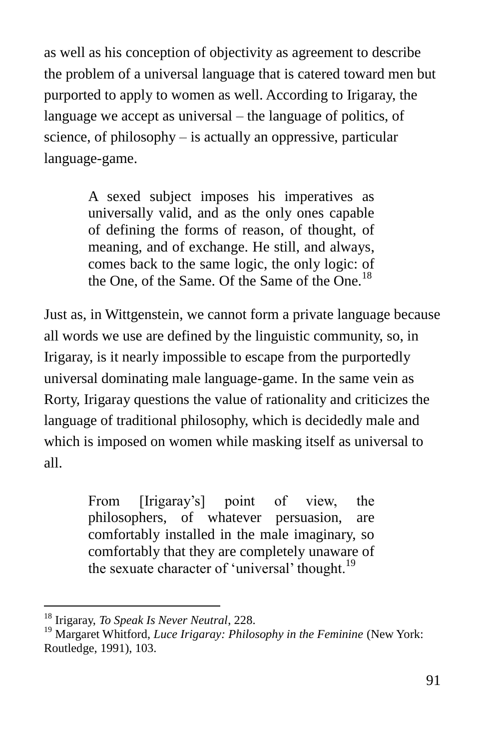as well as his conception of objectivity as agreement to describe the problem of a universal language that is catered toward men but purported to apply to women as well. According to Irigaray, the language we accept as universal – the language of politics, of science, of philosophy – is actually an oppressive, particular language-game.

> A sexed subject imposes his imperatives as universally valid, and as the only ones capable of defining the forms of reason, of thought, of meaning, and of exchange. He still, and always, comes back to the same logic, the only logic: of the One, of the Same. Of the Same of the One.[18]

Just as, in Wittgenstein, we cannot form a private language because all words we use are defined by the linguistic community, so, in Irigaray, is it nearly impossible to escape from the purportedly universal dominating male language-game. In the same vein as Rorty, Irigaray questions the value of rationality and criticizes the language of traditional philosophy, which is decidedly male and which is imposed on women while masking itself as universal to all.

> From [Irigaray's] point of view, the philosophers, of whatever persuasion, are comfortably installed in the male imaginary, so comfortably that they are completely unaware of the sexuate character of 'universal' thought.[19]

---

[18] Irigaray, *To Speak Is Never Neutral*, 228.

[19] Margaret Whitford, *Luce Irigaray: Philosophy in the Feminine* (New York: Routledge, 1991), 103.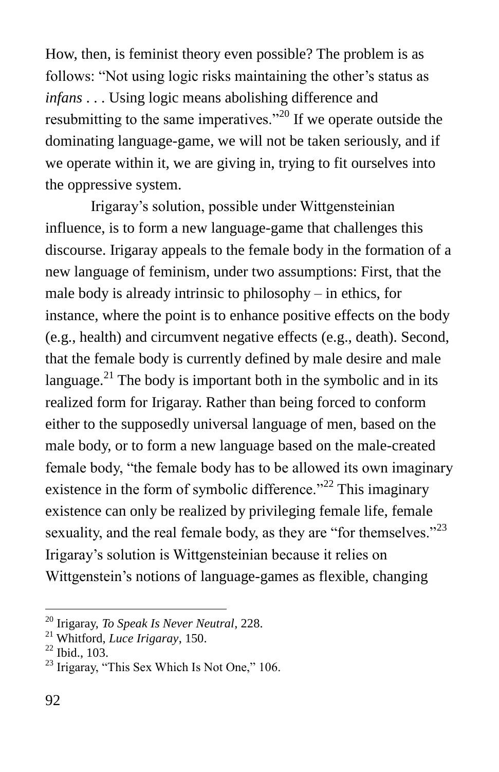How, then, is feminist theory even possible? The problem is as follows: "Not using logic risks maintaining the other's status as *infans* . . . Using logic means abolishing difference and resubmitting to the same imperatives."[20] If we operate outside the dominating language-game, we will not be taken seriously, and if we operate within it, we are giving in, trying to fit ourselves into the oppressive system.

Irigaray's solution, possible under Wittgensteinian influence, is to form a new language-game that challenges this discourse. Irigaray appeals to the female body in the formation of a new language of feminism, under two assumptions: First, that the male body is already intrinsic to philosophy – in ethics, for instance, where the point is to enhance positive effects on the body (e.g., health) and circumvent negative effects (e.g., death). Second, that the female body is currently defined by male desire and male language.[21] The body is important both in the symbolic and in its realized form for Irigaray. Rather than being forced to conform either to the supposedly universal language of men, based on the male body, or to form a new language based on the male-created female body, "the female body has to be allowed its own imaginary existence in the form of symbolic difference."[22] This imaginary existence can only be realized by privileging female life, female sexuality, and the real female body, as they are "for themselves."[23] Irigaray's solution is Wittgensteinian because it relies on Wittgenstein's notions of language-games as flexible, changing

---

[20] Irigaray, *To Speak Is Never Neutral*, 228.

[21] Whitford, *Luce Irigaray*, 150.

[22] Ibid., 103.

[23] Irigaray, "This Sex Which Is Not One," 106.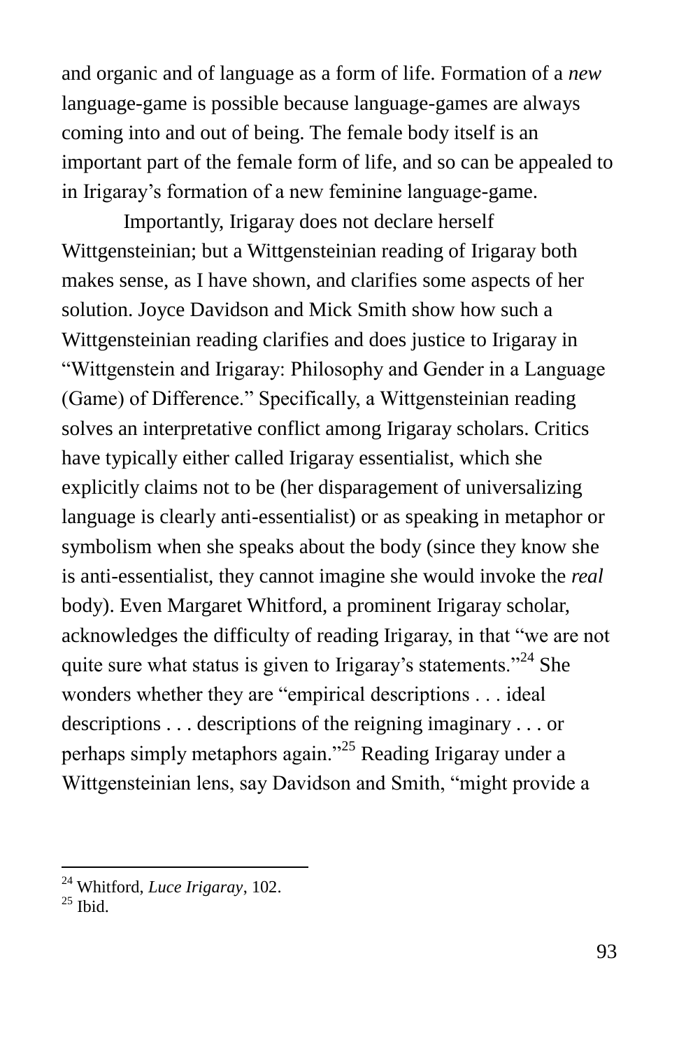and organic and of language as a form of life. Formation of a *new* language-game is possible because language-games are always coming into and out of being. The female body itself is an important part of the female form of life, and so can be appealed to in Irigaray's formation of a new feminine language-game.

Importantly, Irigaray does not declare herself Wittgensteinian; but a Wittgensteinian reading of Irigaray both makes sense, as I have shown, and clarifies some aspects of her solution. Joyce Davidson and Mick Smith show how such a Wittgensteinian reading clarifies and does justice to Irigaray in "Wittgenstein and Irigaray: Philosophy and Gender in a Language (Game) of Difference." Specifically, a Wittgensteinian reading solves an interpretative conflict among Irigaray scholars. Critics have typically either called Irigaray essentialist, which she explicitly claims not to be (her disparagement of universalizing language is clearly anti-essentialist) or as speaking in metaphor or symbolism when she speaks about the body (since they know she is anti-essentialist, they cannot imagine she would invoke the *real* body). Even Margaret Whitford, a prominent Irigaray scholar, acknowledges the difficulty of reading Irigaray, in that "we are not quite sure what status is given to Irigaray's statements."[24] She wonders whether they are "empirical descriptions . . . ideal descriptions . . . descriptions of the reigning imaginary . . . or perhaps simply metaphors again."[25] Reading Irigaray under a Wittgensteinian lens, say Davidson and Smith, "might provide a

---

[24] Whitford, *Luce Irigaray*, 102.

[25] Ibid.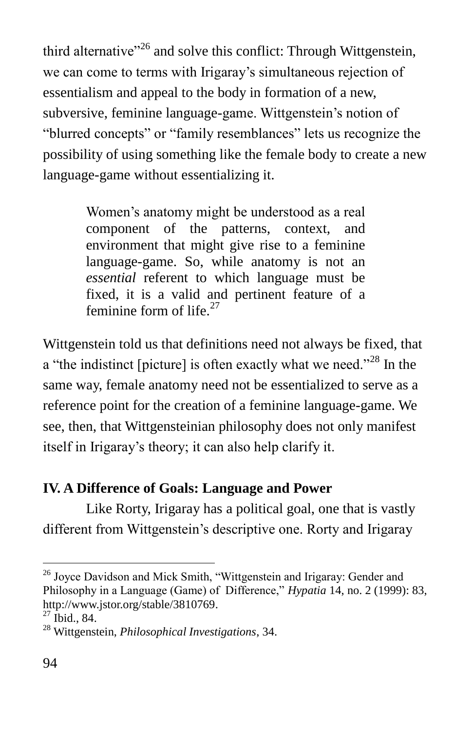third alternative"[26] and solve this conflict: Through Wittgenstein, we can come to terms with Irigaray's simultaneous rejection of essentialism and appeal to the body in formation of a new, subversive, feminine language-game. Wittgenstein's notion of "blurred concepts" or "family resemblances" lets us recognize the possibility of using something like the female body to create a new language-game without essentializing it.

> Women's anatomy might be understood as a real component of the patterns, context, and environment that might give rise to a feminine language-game. So, while anatomy is not an *essential* referent to which language must be fixed, it is a valid and pertinent feature of a feminine form of life.[27]

Wittgenstein told us that definitions need not always be fixed, that a "the indistinct [picture] is often exactly what we need."[28] In the same way, female anatomy need not be essentialized to serve as a reference point for the creation of a feminine language-game. We see, then, that Wittgensteinian philosophy does not only manifest itself in Irigaray's theory; it can also help clarify it.

## IV. A Difference of Goals: Language and Power

Like Rorty, Irigaray has a political goal, one that is vastly different from Wittgenstein's descriptive one. Rorty and Irigaray

---

[26] Joyce Davidson and Mick Smith, "Wittgenstein and Irigaray: Gender and Philosophy in a Language (Game) of Difference," *Hypatia* 14, no. 2 (1999): 83, http://www.jstor.org/stable/3810769.

[27] Ibid., 84.

[28] Wittgenstein, *Philosophical Investigations*, 34.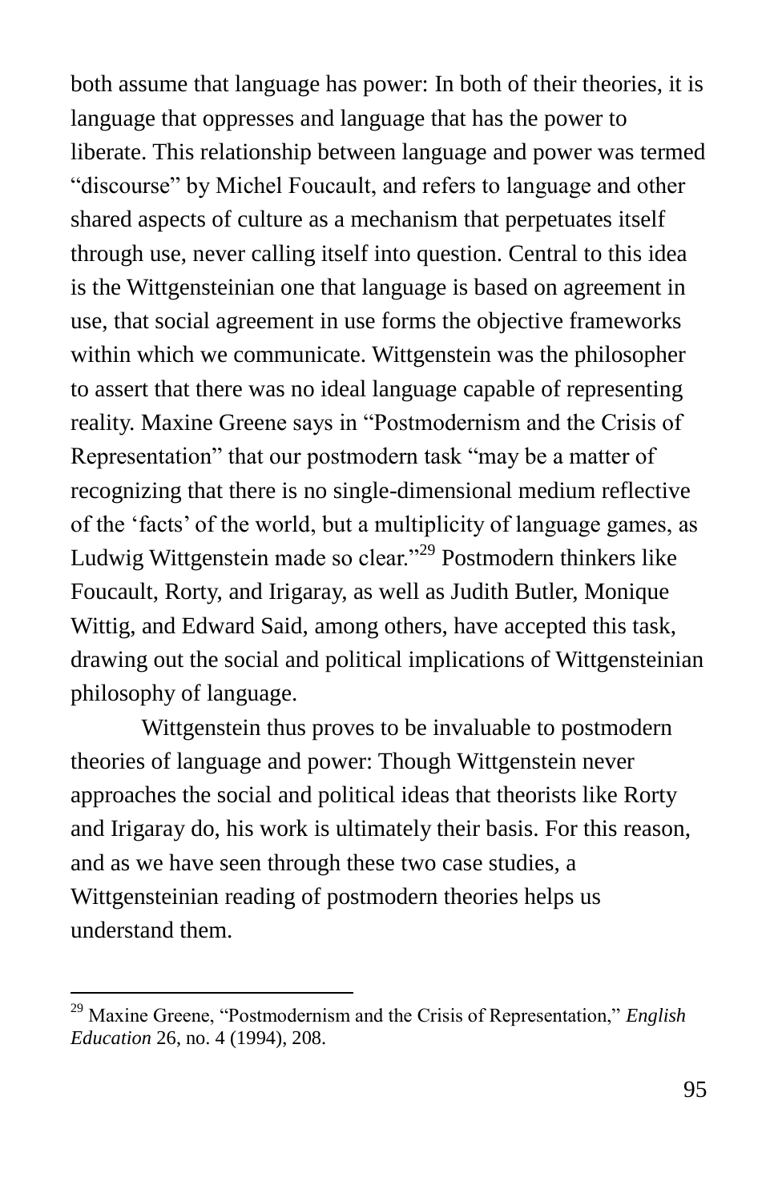both assume that language has power: In both of their theories, it is language that oppresses and language that has the power to liberate. This relationship between language and power was termed “discourse” by Michel Foucault, and refers to language and other shared aspects of culture as a mechanism that perpetuates itself through use, never calling itself into question. Central to this idea is the Wittgensteinian one that language is based on agreement in use, that social agreement in use forms the objective frameworks within which we communicate. Wittgenstein was the philosopher to assert that there was no ideal language capable of representing reality. Maxine Greene says in “Postmodernism and the Crisis of Representation” that our postmodern task “may be a matter of recognizing that there is no single-dimensional medium reflective of the ‘facts’ of the world, but a multiplicity of language games, as Ludwig Wittgenstein made so clear.”[29] Postmodern thinkers like Foucault, Rorty, and Irigaray, as well as Judith Butler, Monique Wittig, and Edward Said, among others, have accepted this task, drawing out the social and political implications of Wittgensteinian philosophy of language.

Wittgenstein thus proves to be invaluable to postmodern theories of language and power: Though Wittgenstein never approaches the social and political ideas that theorists like Rorty and Irigaray do, his work is ultimately their basis. For this reason, and as we have seen through these two case studies, a Wittgensteinian reading of postmodern theories helps us understand them.

---

[29] Maxine Greene, “Postmodernism and the Crisis of Representation,” *English Education* 26, no. 4 (1994), 208.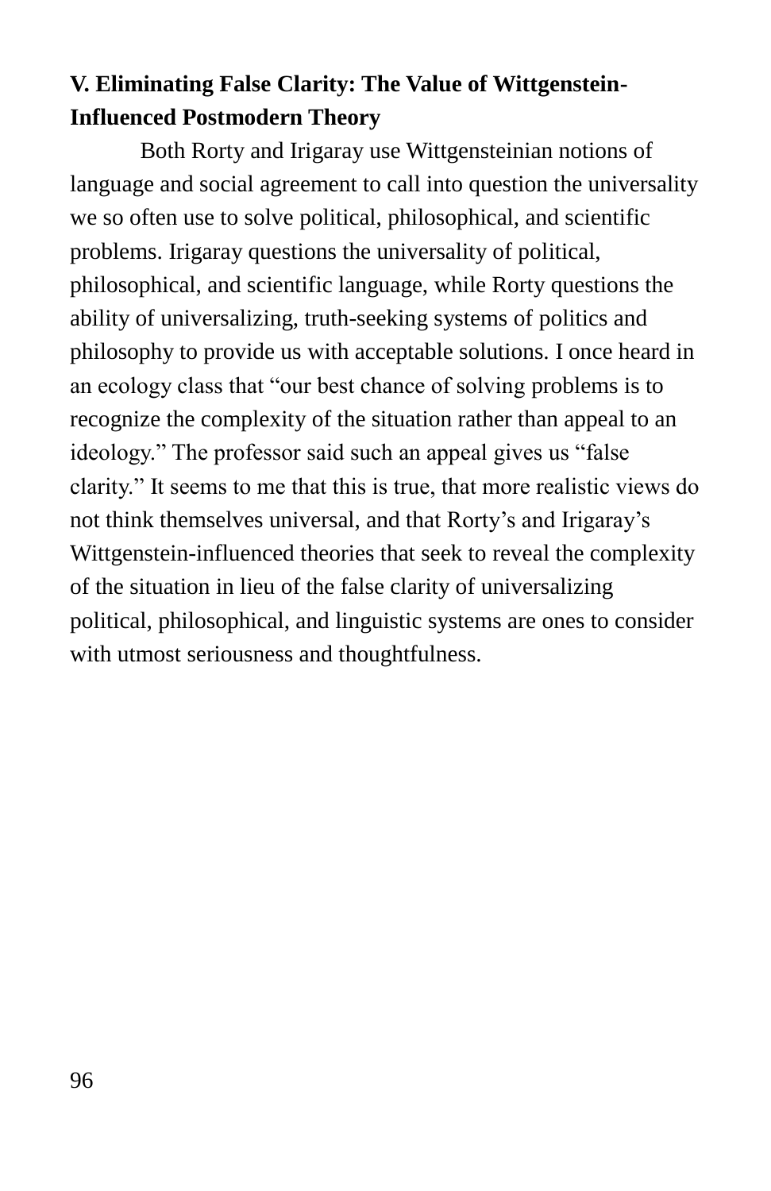## V. Eliminating False Clarity: The Value of Wittgenstein-Influenced Postmodern Theory

Both Rorty and Irigaray use Wittgensteinian notions of language and social agreement to call into question the universality we so often use to solve political, philosophical, and scientific problems. Irigaray questions the universality of political, philosophical, and scientific language, while Rorty questions the ability of universalizing, truth-seeking systems of politics and philosophy to provide us with acceptable solutions. I once heard in an ecology class that "our best chance of solving problems is to recognize the complexity of the situation rather than appeal to an ideology." The professor said such an appeal gives us "false clarity." It seems to me that this is true, that more realistic views do not think themselves universal, and that Rorty's and Irigaray's Wittgenstein-influenced theories that seek to reveal the complexity of the situation in lieu of the false clarity of universalizing political, philosophical, and linguistic systems are ones to consider with utmost seriousness and thoughtfulness.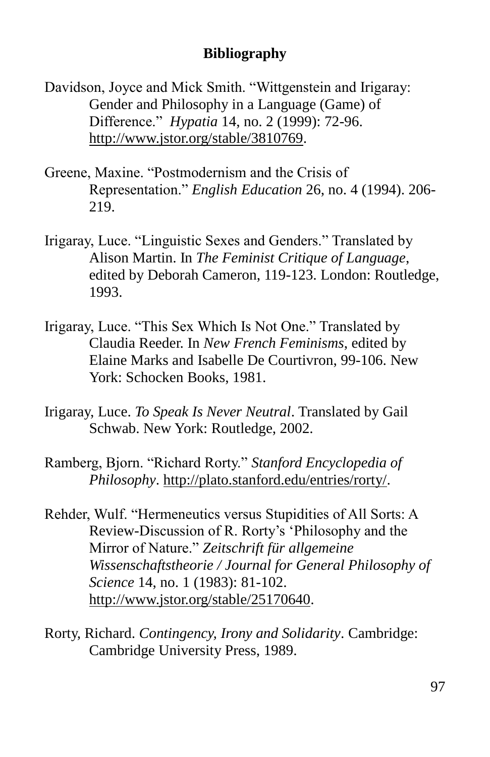## Bibliography

Davidson, Joyce and Mick Smith. "Wittgenstein and Irigaray: Gender and Philosophy in a Language (Game) of Difference." *Hypatia* 14, no. 2 (1999): 72-96. http://www.jstor.org/stable/3810769.

Greene, Maxine. "Postmodernism and the Crisis of Representation." *English Education* 26, no. 4 (1994). 206-219.

Irigaray, Luce. "Linguistic Sexes and Genders." Translated by Alison Martin. In *The Feminist Critique of Language*, edited by Deborah Cameron, 119-123. London: Routledge, 1993.

Irigaray, Luce. "This Sex Which Is Not One." Translated by Claudia Reeder. In *New French Feminisms*, edited by Elaine Marks and Isabelle De Courtivron, 99-106. New York: Schocken Books, 1981.

Irigaray, Luce. *To Speak Is Never Neutral*. Translated by Gail Schwab. New York: Routledge, 2002.

Ramberg, Bjorn. "Richard Rorty." *Stanford Encyclopedia of Philosophy*. http://plato.stanford.edu/entries/rorty/.

Rehder, Wulf. "Hermeneutics versus Stupidities of All Sorts: A Review-Discussion of R. Rorty's 'Philosophy and the Mirror of Nature." *Zeitschrift für allgemeine Wissenschaftstheorie / Journal for General Philosophy of Science* 14, no. 1 (1983): 81-102. http://www.jstor.org/stable/25170640.

Rorty, Richard. *Contingency, Irony and Solidarity*. Cambridge: Cambridge University Press, 1989.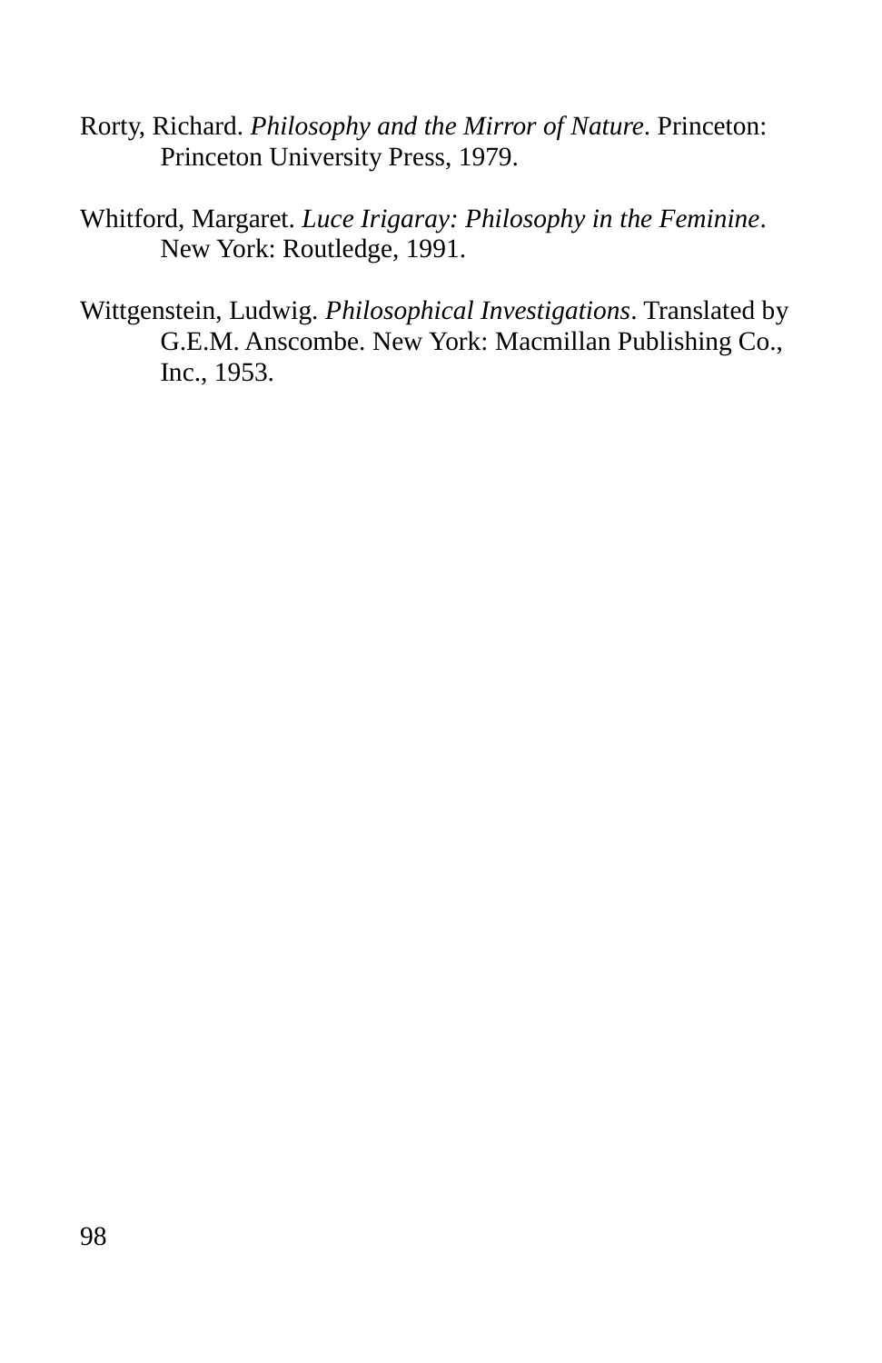Rorty, Richard. *Philosophy and the Mirror of Nature*. Princeton: Princeton University Press, 1979.

Whitford, Margaret. *Luce Irigaray: Philosophy in the Feminine*. New York: Routledge, 1991.

Wittgenstein, Ludwig. *Philosophical Investigations*. Translated by G.E.M. Anscombe. New York: Macmillan Publishing Co., Inc., 1953.